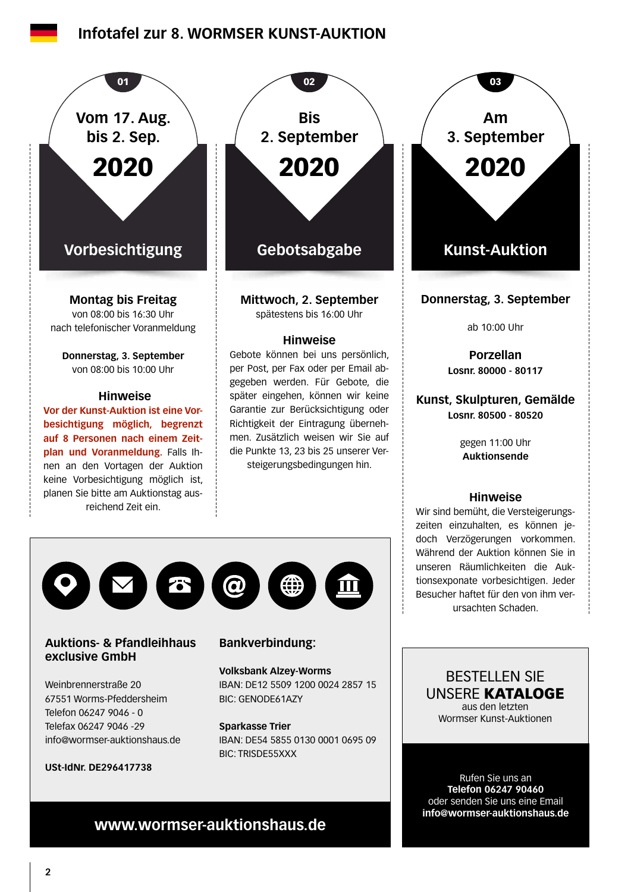# Infotafel zur 8. WORMSER KUNST-AUKTION

## 01 – Vorbesichtigung

**Vom 17. Aug. bis 2. Sep. 2020**

**Montag bis Freitag**
von 08:00 bis 16:30 Uhr
nach telefonischer Voranmeldung

**Donnerstag, 3. September**
von 08:00 bis 10:00 Uhr

### Hinweise

**Vor der Kunst-Auktion ist eine Vorbesichtigung möglich, begrenzt auf 8 Personen nach einem Zeitplan und Voranmeldung.** Falls Ihnen an den Vortagen der Auktion keine Vorbesichtigung möglich ist, planen Sie bitte am Auktionstag ausreichend Zeit ein.

## 02 – Gebotsabgabe

**Bis 2. September 2020**

**Mittwoch, 2. September**
spätestens bis 16:00 Uhr

### Hinweise

Gebote können bei uns persönlich, per Post, per Fax oder per Email abgegeben werden. Für Gebote, die später eingehen, können wir keine Garantie zur Berücksichtigung oder Richtigkeit der Eintragung übernehmen. Zusätzlich weisen wir Sie auf die Punkte 13, 23 bis 25 unserer Versteigerungsbedingungen hin.

## 03 – Kunst-Auktion

**Am 3. September 2020**

**Donnerstag, 3. September**

ab 10:00 Uhr

**Porzellan**
**Losnr. 80000 - 80117**

**Kunst, Skulpturen, Gemälde**
**Losnr. 80500 - 80520**

gegen 11:00 Uhr
**Auktionsende**

### Hinweise

Wir sind bemüht, die Versteigerungszeiten einzuhalten, es können jedoch Verzögerungen vorkommen. Während der Auktion können Sie in unseren Räumlichkeiten die Auktionsexponate vorbesichtigen. Jeder Besucher haftet für den von ihm verursachten Schaden.

---

**Auktions- & Pfandleihhaus exclusive GmbH**

Weinbrennerstraße 20
67551 Worms-Pfeddersheim
Telefon 06247 9046 - 0
Telefax 06247 9046 -29
info@wormser-auktionshaus.de

**USt-IdNr. DE296417738**

**Bankverbindung:**

**Volksbank Alzey-Worms**
IBAN: DE12 5509 1200 0024 2857 15
BIC: GENODE61AZY

**Sparkasse Trier**
IBAN: DE54 5855 0130 0001 0695 09
BIC: TRISDE55XXX

**www.wormser-auktionshaus.de**

---

BESTELLEN SIE UNSERE **KATALOGE**
aus den letzten Wormser Kunst-Auktionen

Rufen Sie uns an
**Telefon 06247 90460**
oder senden Sie uns eine Email
**info@wormser-auktionshaus.de**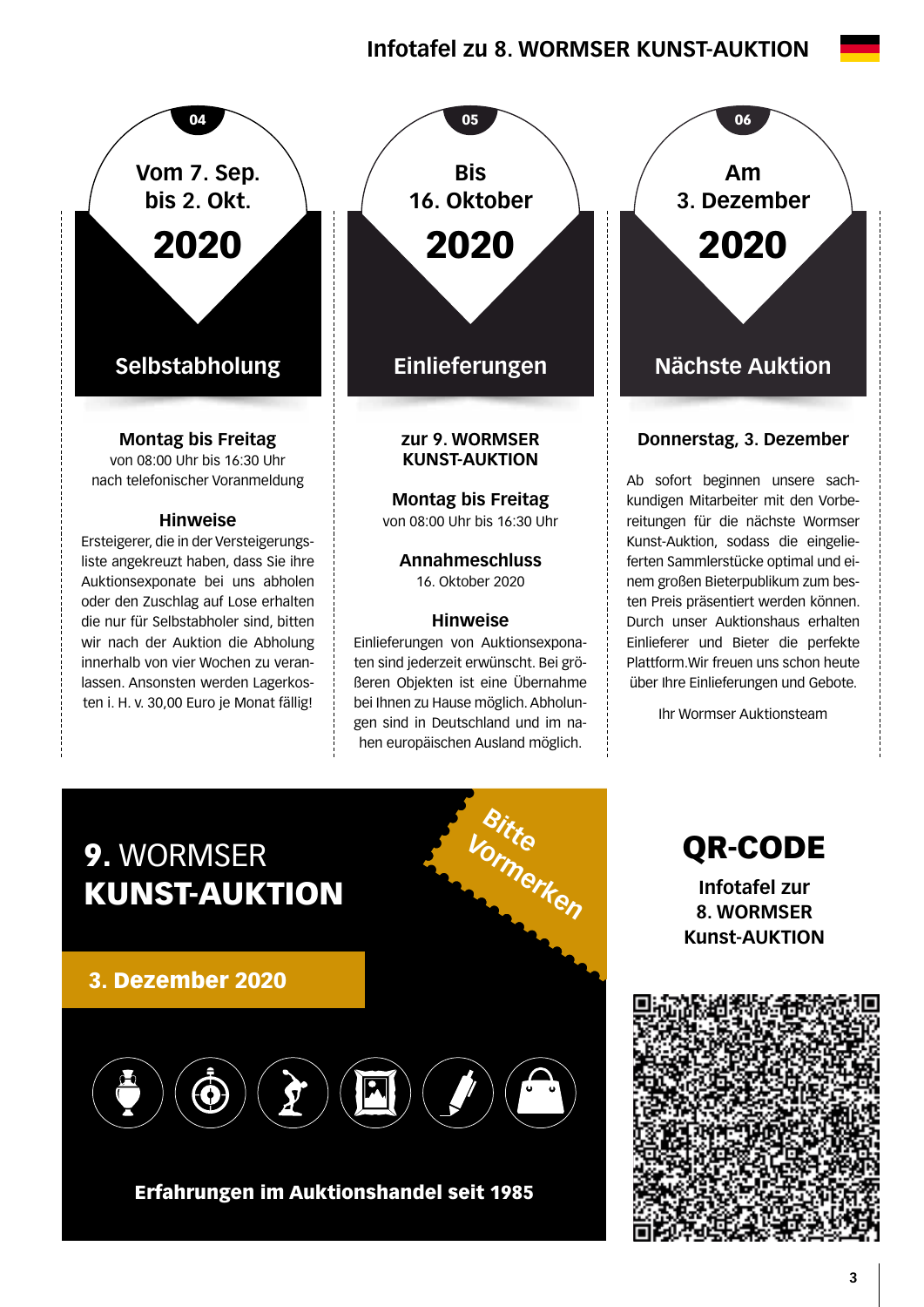# Infotafel zu 8. WORMSER KUNST-AUKTION

## 04 – Vom 7. Sep. bis 2. Okt. 2020

### Selbstabholung

**Montag bis Freitag**
von 08:00 Uhr bis 16:30 Uhr
nach telefonischer Voranmeldung

**Hinweise**
Ersteigerer, die in der Versteigerungsliste angekreuzt haben, dass Sie ihre Auktionsexponate bei uns abholen oder den Zuschlag auf Lose erhalten die nur für Selbstabholer sind, bitten wir nach der Auktion die Abholung innerhalb von vier Wochen zu veranlassen. Ansonsten werden Lagerkosten i. H. v. 30,00 Euro je Monat fällig!

## 05 – Bis 16. Oktober 2020

### Einlieferungen

**zur 9. WORMSER KUNST-AUKTION**

**Montag bis Freitag**
von 08:00 Uhr bis 16:30 Uhr

**Annahmeschluss**
16. Oktober 2020

**Hinweise**
Einlieferungen von Auktionsexponaten sind jederzeit erwünscht. Bei größeren Objekten ist eine Übernahme bei Ihnen zu Hause möglich. Abholungen sind in Deutschland und im nahen europäischen Ausland möglich.

## 06 – Am 3. Dezember 2020

### Nächste Auktion

**Donnerstag, 3. Dezember**

Ab sofort beginnen unsere sachkundigen Mitarbeiter mit den Vorbereitungen für die nächste Wormser Kunst-Auktion, sodass die eingelieferten Sammlerstücke optimal und einem großen Bieterpublikum zum besten Preis präsentiert werden können. Durch unser Auktionshaus erhalten Einlieferer und Bieter die perfekte Plattform.Wir freuen uns schon heute über Ihre Einlieferungen und Gebote.

Ihr Wormser Auktionsteam

## 9. WORMSER KUNST-AUKTION

Bitte Vormerken

**3. Dezember 2020**

**Erfahrungen im Auktionshandel seit 1985**

## QR-CODE

**Infotafel zur 8. WORMSER Kunst-AUKTION**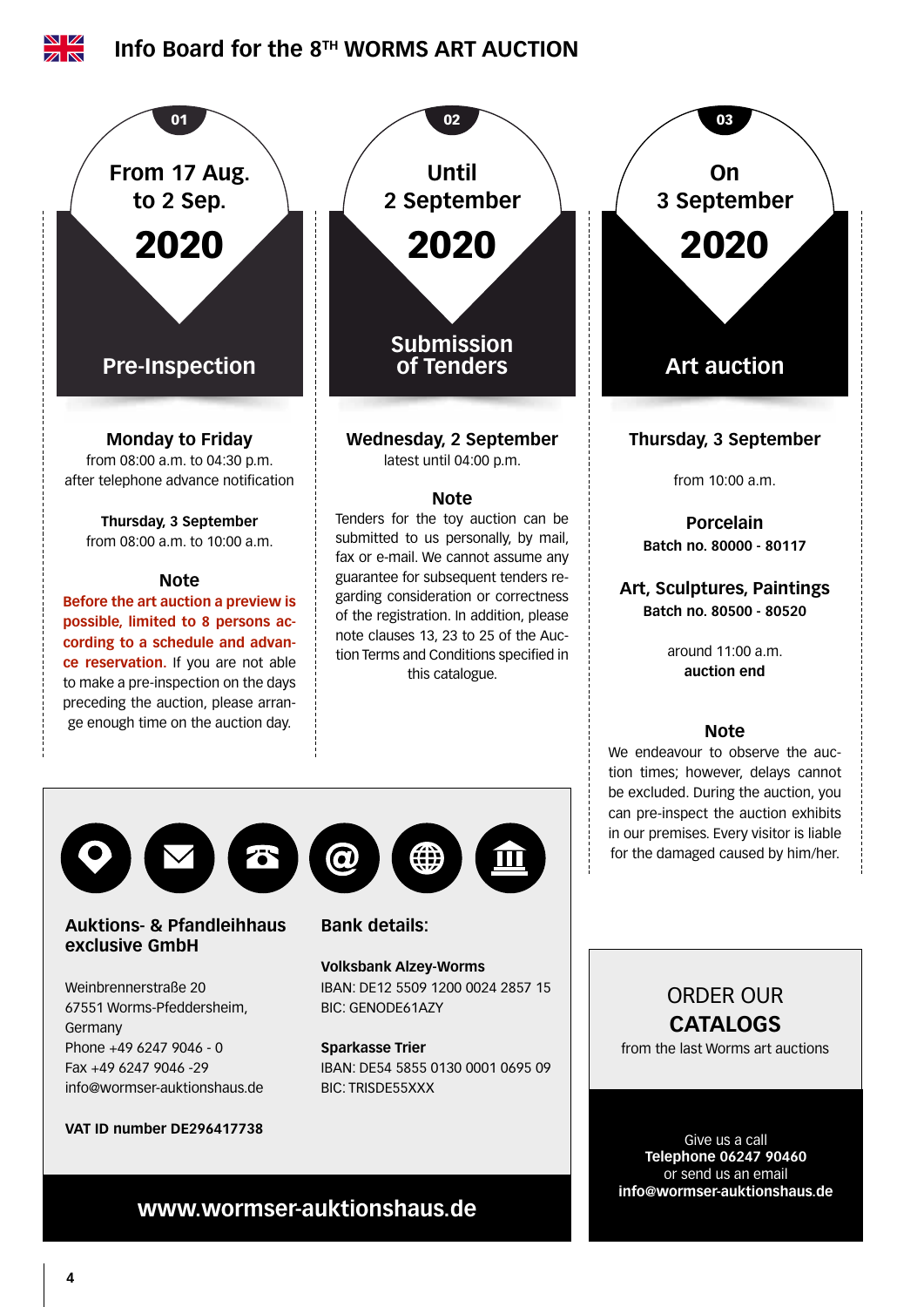# Info Board for the 8TH WORMS ART AUCTION

## 01

From 17 Aug. to 2 Sep.

**2020**

### Pre-Inspection

**Monday to Friday**
from 08:00 a.m. to 04:30 p.m.
after telephone advance notification

**Thursday, 3 September**
from 08:00 a.m. to 10:00 a.m.

**Note**

**Before the art auction a preview is possible, limited to 8 persons according to a schedule and advance reservation.** If you are not able to make a pre-inspection on the days preceding the auction, please arrange enough time on the auction day.

## 02

Until 2 September

**2020**

### Submission of Tenders

**Wednesday, 2 September**
latest until 04:00 p.m.

**Note**

Tenders for the toy auction can be submitted to us personally, by mail, fax or e-mail. We cannot assume any guarantee for subsequent tenders regarding consideration or correctness of the registration. In addition, please note clauses 13, 23 to 25 of the Auction Terms and Conditions specified in this catalogue.

## 03

On 3 September

**2020**

### Art auction

**Thursday, 3 September**

from 10:00 a.m.

**Porcelain**
**Batch no. 80000 - 80117**

**Art, Sculptures, Paintings**
**Batch no. 80500 - 80520**

around 11:00 a.m.
**auction end**

**Note**

We endeavour to observe the auction times; however, delays cannot be excluded. During the auction, you can pre-inspect the auction exhibits in our premises. Every visitor is liable for the damaged caused by him/her.

---

**Auktions- & Pfandleihhaus exclusive GmbH**

Weinbrennerstraße 20
67551 Worms-Pfeddersheim,
Germany
Phone +49 6247 9046 - 0
Fax +49 6247 9046 -29
info@wormser-auktionshaus.de

**VAT ID number DE296417738**

**Bank details:**

**Volksbank Alzey-Worms**
IBAN: DE12 5509 1200 0024 2857 15
BIC: GENODE61AZY

**Sparkasse Trier**
IBAN: DE54 5855 0130 0001 0695 09
BIC: TRISDE55XXX

**www.wormser-auktionshaus.de**

---

ORDER OUR **CATALOGS**
from the last Worms art auctions

Give us a call
**Telephone 06247 90460**
or send us an email
**info@wormser-auktionshaus.de**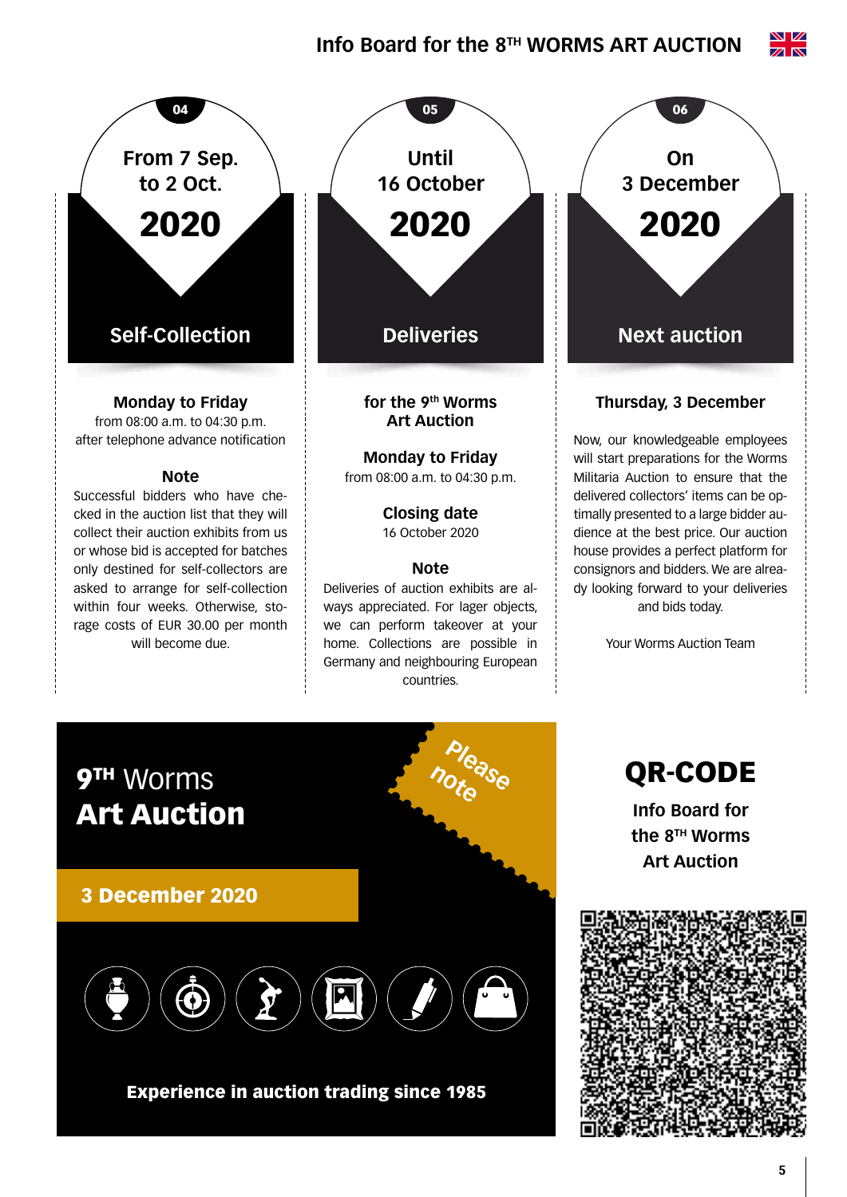# Info Board for the 8TH WORMS ART AUCTION

## 04

From 7 Sep.
to 2 Oct.
**2020**

### Self-Collection

**Monday to Friday**
from 08:00 a.m. to 04:30 p.m.
after telephone advance notification

**Note**
Successful bidders who have checked in the auction list that they will collect their auction exhibits from us or whose bid is accepted for batches only destined for self-collectors are asked to arrange for self-collection within four weeks. Otherwise, storage costs of EUR 30.00 per month will become due.

## 05

Until
16 October
**2020**

### Deliveries

**for the 9th Worms Art Auction**

**Monday to Friday**
from 08:00 a.m. to 04:30 p.m.

**Closing date**
16 October 2020

**Note**
Deliveries of auction exhibits are always appreciated. For lager objects, we can perform takeover at your home. Collections are possible in Germany and neighbouring European countries.

## 06

On
3 December
**2020**

### Next auction

**Thursday, 3 December**

Now, our knowledgeable employees will start preparations for the Worms Militaria Auction to ensure that the delivered collectors' items can be optimally presented to a large bidder audience at the best price. Our auction house provides a perfect platform for consignors and bidders. We are already looking forward to your deliveries and bids today.

Your Worms Auction Team

---

**9TH Worms**
**Art Auction**

Please note

**3 December 2020**

**Experience in auction trading since 1985**

## QR-CODE

**Info Board for the 8TH Worms Art Auction**